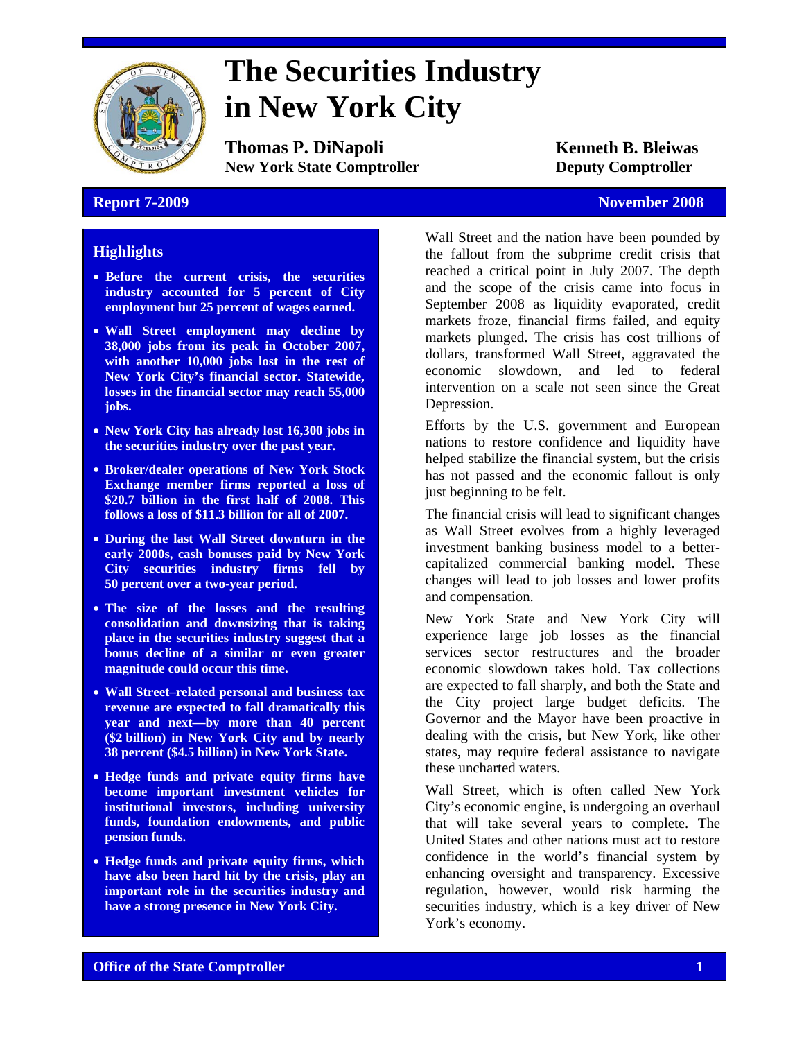# The Securities Industry in New York City

**Thomas P. DiNapoli**
**New York State Comptroller**

**Kenneth B. Bleiwas**
**Deputy Comptroller**

**Report 7-2009** **November 2008**

## Highlights

- **Before the current crisis, the securities industry accounted for 5 percent of City employment but 25 percent of wages earned.**
- **Wall Street employment may decline by 38,000 jobs from its peak in October 2007, with another 10,000 jobs lost in the rest of New York City's financial sector. Statewide, losses in the financial sector may reach 55,000 jobs.**
- **New York City has already lost 16,300 jobs in the securities industry over the past year.**
- **Broker/dealer operations of New York Stock Exchange member firms reported a loss of $20.7 billion in the first half of 2008. This follows a loss of $11.3 billion for all of 2007.**
- **During the last Wall Street downturn in the early 2000s, cash bonuses paid by New York City securities industry firms fell by 50 percent over a two-year period.**
- **The size of the losses and the resulting consolidation and downsizing that is taking place in the securities industry suggest that a bonus decline of a similar or even greater magnitude could occur this time.**
- **Wall Street–related personal and business tax revenue are expected to fall dramatically this year and next—by more than 40 percent ($2 billion) in New York City and by nearly 38 percent ($4.5 billion) in New York State.**
- **Hedge funds and private equity firms have become important investment vehicles for institutional investors, including university funds, foundation endowments, and public pension funds.**
- **Hedge funds and private equity firms, which have also been hard hit by the crisis, play an important role in the securities industry and have a strong presence in New York City.**

Wall Street and the nation have been pounded by the fallout from the subprime credit crisis that reached a critical point in July 2007. The depth and the scope of the crisis came into focus in September 2008 as liquidity evaporated, credit markets froze, financial firms failed, and equity markets plunged. The crisis has cost trillions of dollars, transformed Wall Street, aggravated the economic slowdown, and led to federal intervention on a scale not seen since the Great Depression.

Efforts by the U.S. government and European nations to restore confidence and liquidity have helped stabilize the financial system, but the crisis has not passed and the economic fallout is only just beginning to be felt.

The financial crisis will lead to significant changes as Wall Street evolves from a highly leveraged investment banking business model to a better-capitalized commercial banking model. These changes will lead to job losses and lower profits and compensation.

New York State and New York City will experience large job losses as the financial services sector restructures and the broader economic slowdown takes hold. Tax collections are expected to fall sharply, and both the State and the City project large budget deficits. The Governor and the Mayor have been proactive in dealing with the crisis, but New York, like other states, may require federal assistance to navigate these uncharted waters.

Wall Street, which is often called New York City's economic engine, is undergoing an overhaul that will take several years to complete. The United States and other nations must act to restore confidence in the world's financial system by enhancing oversight and transparency. Excessive regulation, however, would risk harming the securities industry, which is a key driver of New York's economy.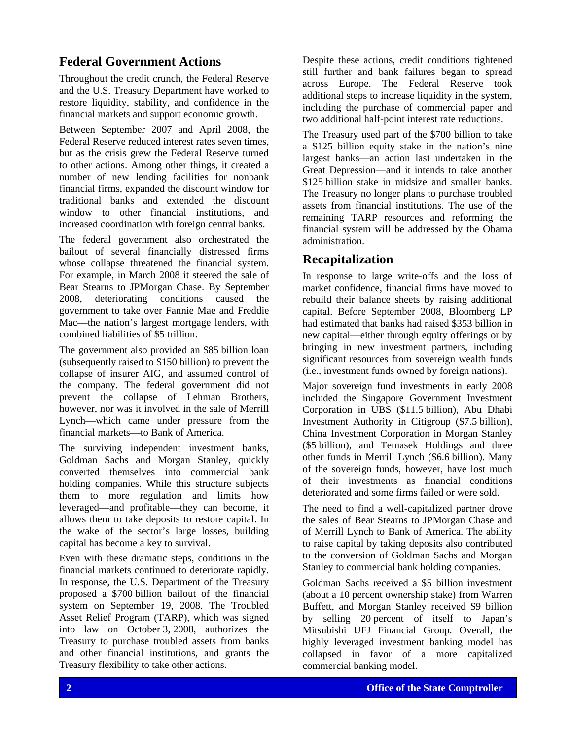## Federal Government Actions

Throughout the credit crunch, the Federal Reserve and the U.S. Treasury Department have worked to restore liquidity, stability, and confidence in the financial markets and support economic growth.

Between September 2007 and April 2008, the Federal Reserve reduced interest rates seven times, but as the crisis grew the Federal Reserve turned to other actions. Among other things, it created a number of new lending facilities for nonbank financial firms, expanded the discount window for traditional banks and extended the discount window to other financial institutions, and increased coordination with foreign central banks.

The federal government also orchestrated the bailout of several financially distressed firms whose collapse threatened the financial system. For example, in March 2008 it steered the sale of Bear Stearns to JPMorgan Chase. By September 2008, deteriorating conditions caused the government to take over Fannie Mae and Freddie Mac—the nation's largest mortgage lenders, with combined liabilities of $5 trillion.

The government also provided an $85 billion loan (subsequently raised to $150 billion) to prevent the collapse of insurer AIG, and assumed control of the company. The federal government did not prevent the collapse of Lehman Brothers, however, nor was it involved in the sale of Merrill Lynch—which came under pressure from the financial markets—to Bank of America.

The surviving independent investment banks, Goldman Sachs and Morgan Stanley, quickly converted themselves into commercial bank holding companies. While this structure subjects them to more regulation and limits how leveraged—and profitable—they can become, it allows them to take deposits to restore capital. In the wake of the sector's large losses, building capital has become a key to survival.

Even with these dramatic steps, conditions in the financial markets continued to deteriorate rapidly. In response, the U.S. Department of the Treasury proposed a $700 billion bailout of the financial system on September 19, 2008. The Troubled Asset Relief Program (TARP), which was signed into law on October 3, 2008, authorizes the Treasury to purchase troubled assets from banks and other financial institutions, and grants the Treasury flexibility to take other actions.

Despite these actions, credit conditions tightened still further and bank failures began to spread across Europe. The Federal Reserve took additional steps to increase liquidity in the system, including the purchase of commercial paper and two additional half-point interest rate reductions.

The Treasury used part of the $700 billion to take a $125 billion equity stake in the nation's nine largest banks—an action last undertaken in the Great Depression—and it intends to take another $125 billion stake in midsize and smaller banks. The Treasury no longer plans to purchase troubled assets from financial institutions. The use of the remaining TARP resources and reforming the financial system will be addressed by the Obama administration.

## Recapitalization

In response to large write-offs and the loss of market confidence, financial firms have moved to rebuild their balance sheets by raising additional capital. Before September 2008, Bloomberg LP had estimated that banks had raised $353 billion in new capital—either through equity offerings or by bringing in new investment partners, including significant resources from sovereign wealth funds (i.e., investment funds owned by foreign nations).

Major sovereign fund investments in early 2008 included the Singapore Government Investment Corporation in UBS ($11.5 billion), Abu Dhabi Investment Authority in Citigroup ($7.5 billion), China Investment Corporation in Morgan Stanley ($5 billion), and Temasek Holdings and three other funds in Merrill Lynch ($6.6 billion). Many of the sovereign funds, however, have lost much of their investments as financial conditions deteriorated and some firms failed or were sold.

The need to find a well-capitalized partner drove the sales of Bear Stearns to JPMorgan Chase and of Merrill Lynch to Bank of America. The ability to raise capital by taking deposits also contributed to the conversion of Goldman Sachs and Morgan Stanley to commercial bank holding companies.

Goldman Sachs received a $5 billion investment (about a 10 percent ownership stake) from Warren Buffett, and Morgan Stanley received $9 billion by selling 20 percent of itself to Japan's Mitsubishi UFJ Financial Group. Overall, the highly leveraged investment banking model has collapsed in favor of a more capitalized commercial banking model.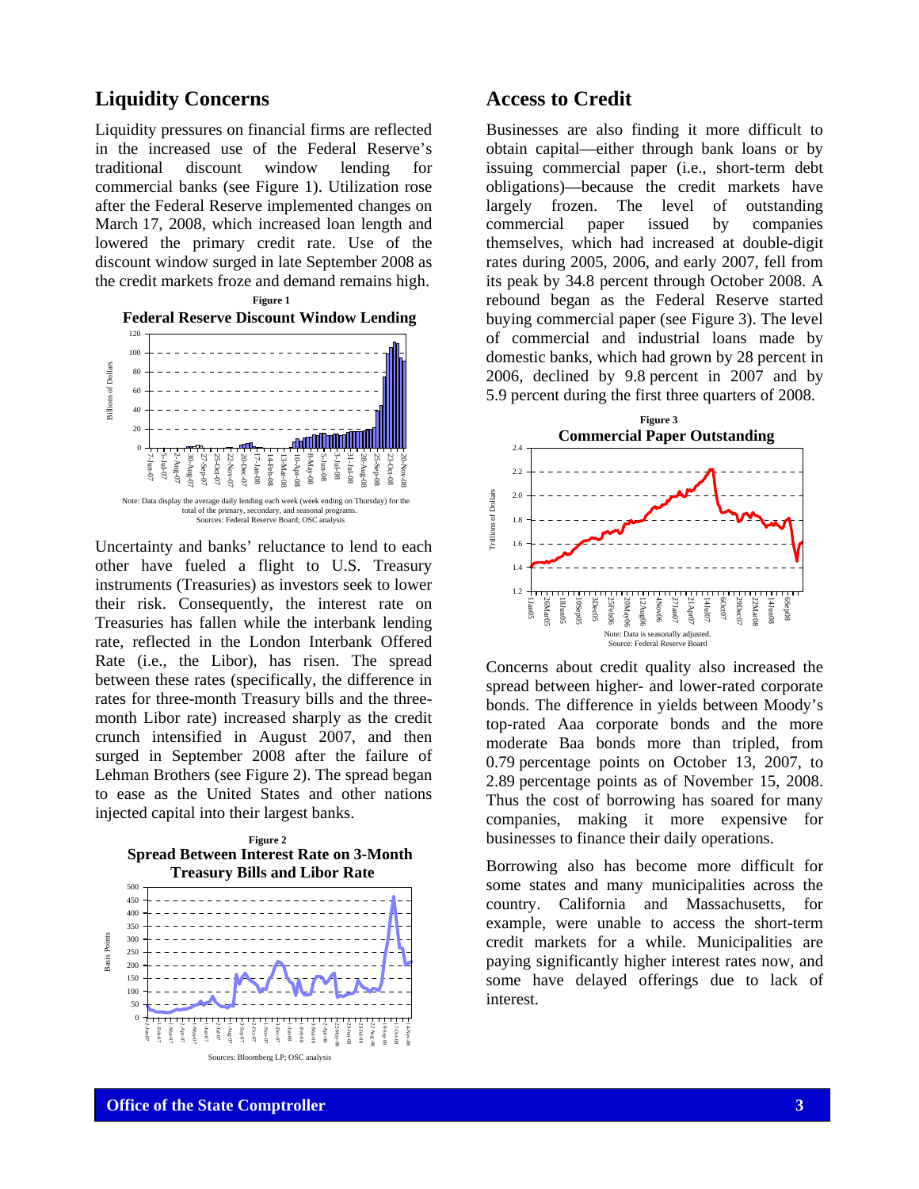## Liquidity Concerns

Liquidity pressures on financial firms are reflected in the increased use of the Federal Reserve's traditional discount window lending for commercial banks (see Figure 1). Utilization rose after the Federal Reserve implemented changes on March 17, 2008, which increased loan length and lowered the primary credit rate. Use of the discount window surged in late September 2008 as the credit markets froze and demand remains high.

**Figure 1**
**Federal Reserve Discount Window Lending**

Note: Data display the average daily lending each week (week ending on Thursday) for the total of the primary, secondary, and seasonal programs.
Sources: Federal Reserve Board; OSC analysis

Uncertainty and banks' reluctance to lend to each other have fueled a flight to U.S. Treasury instruments (Treasuries) as investors seek to lower their risk. Consequently, the interest rate on Treasuries has fallen while the interbank lending rate, reflected in the London Interbank Offered Rate (i.e., the Libor), has risen. The spread between these rates (specifically, the difference in rates for three-month Treasury bills and the three-month Libor rate) increased sharply as the credit crunch intensified in August 2007, and then surged in September 2008 after the failure of Lehman Brothers (see Figure 2). The spread began to ease as the United States and other nations injected capital into their largest banks.

**Figure 2**
**Spread Between Interest Rate on 3-Month Treasury Bills and Libor Rate**

Sources: Bloomberg LP; OSC analysis

## Access to Credit

Businesses are also finding it more difficult to obtain capital—either through bank loans or by issuing commercial paper (i.e., short-term debt obligations)—because the credit markets have largely frozen. The level of outstanding commercial paper issued by companies themselves, which had increased at double-digit rates during 2005, 2006, and early 2007, fell from its peak by 34.8 percent through October 2008. A rebound began as the Federal Reserve started buying commercial paper (see Figure 3). The level of commercial and industrial loans made by domestic banks, which had grown by 28 percent in 2006, declined by 9.8 percent in 2007 and by 5.9 percent during the first three quarters of 2008.

**Figure 3**
**Commercial Paper Outstanding**

Note: Data is seasonally adjusted.
Source: Federal Reserve Board

Concerns about credit quality also increased the spread between higher- and lower-rated corporate bonds. The difference in yields between Moody's top-rated Aaa corporate bonds and the more moderate Baa bonds more than tripled, from 0.79 percentage points on October 13, 2007, to 2.89 percentage points as of November 15, 2008. Thus the cost of borrowing has soared for many companies, making it more expensive for businesses to finance their daily operations.

Borrowing also has become more difficult for some states and many municipalities across the country. California and Massachusetts, for example, were unable to access the short-term credit markets for a while. Municipalities are paying significantly higher interest rates now, and some have delayed offerings due to lack of interest.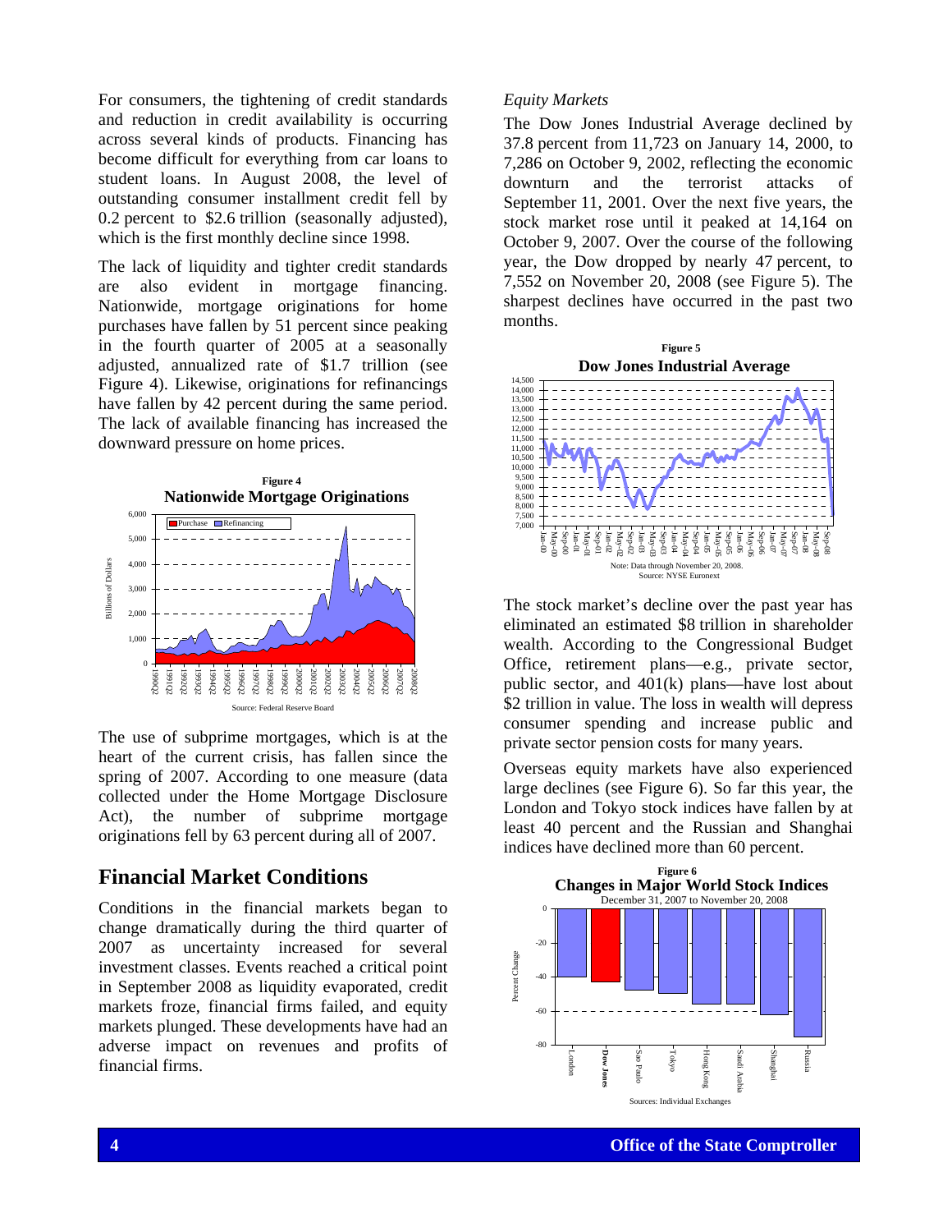For consumers, the tightening of credit standards and reduction in credit availability is occurring across several kinds of products. Financing has become difficult for everything from car loans to student loans. In August 2008, the level of outstanding consumer installment credit fell by 0.2 percent to $2.6 trillion (seasonally adjusted), which is the first monthly decline since 1998.

The lack of liquidity and tighter credit standards are also evident in mortgage financing. Nationwide, mortgage originations for home purchases have fallen by 51 percent since peaking in the fourth quarter of 2005 at a seasonally adjusted, annualized rate of $1.7 trillion (see Figure 4). Likewise, originations for refinancings have fallen by 42 percent during the same period. The lack of available financing has increased the downward pressure on home prices.

**Figure 4**
**Nationwide Mortgage Originations**

Source: Federal Reserve Board

The use of subprime mortgages, which is at the heart of the current crisis, has fallen since the spring of 2007. According to one measure (data collected under the Home Mortgage Disclosure Act), the number of subprime mortgage originations fell by 63 percent during all of 2007.

## Financial Market Conditions

Conditions in the financial markets began to change dramatically during the third quarter of 2007 as uncertainty increased for several investment classes. Events reached a critical point in September 2008 as liquidity evaporated, credit markets froze, financial firms failed, and equity markets plunged. These developments have had an adverse impact on revenues and profits of financial firms.

*Equity Markets*

The Dow Jones Industrial Average declined by 37.8 percent from 11,723 on January 14, 2000, to 7,286 on October 9, 2002, reflecting the economic downturn and the terrorist attacks of September 11, 2001. Over the next five years, the stock market rose until it peaked at 14,164 on October 9, 2007. Over the course of the following year, the Dow dropped by nearly 47 percent, to 7,552 on November 20, 2008 (see Figure 5). The sharpest declines have occurred in the past two months.

**Figure 5**
**Dow Jones Industrial Average**

Note: Data through November 20, 2008.
Source: NYSE Euronext

The stock market's decline over the past year has eliminated an estimated $8 trillion in shareholder wealth. According to the Congressional Budget Office, retirement plans—e.g., private sector, public sector, and 401(k) plans—have lost about $2 trillion in value. The loss in wealth will depress consumer spending and increase public and private sector pension costs for many years.

Overseas equity markets have also experienced large declines (see Figure 6). So far this year, the London and Tokyo stock indices have fallen by at least 40 percent and the Russian and Shanghai indices have declined more than 60 percent.

**Figure 6**
**Changes in Major World Stock Indices**
December 31, 2007 to November 20, 2008

Sources: Individual Exchanges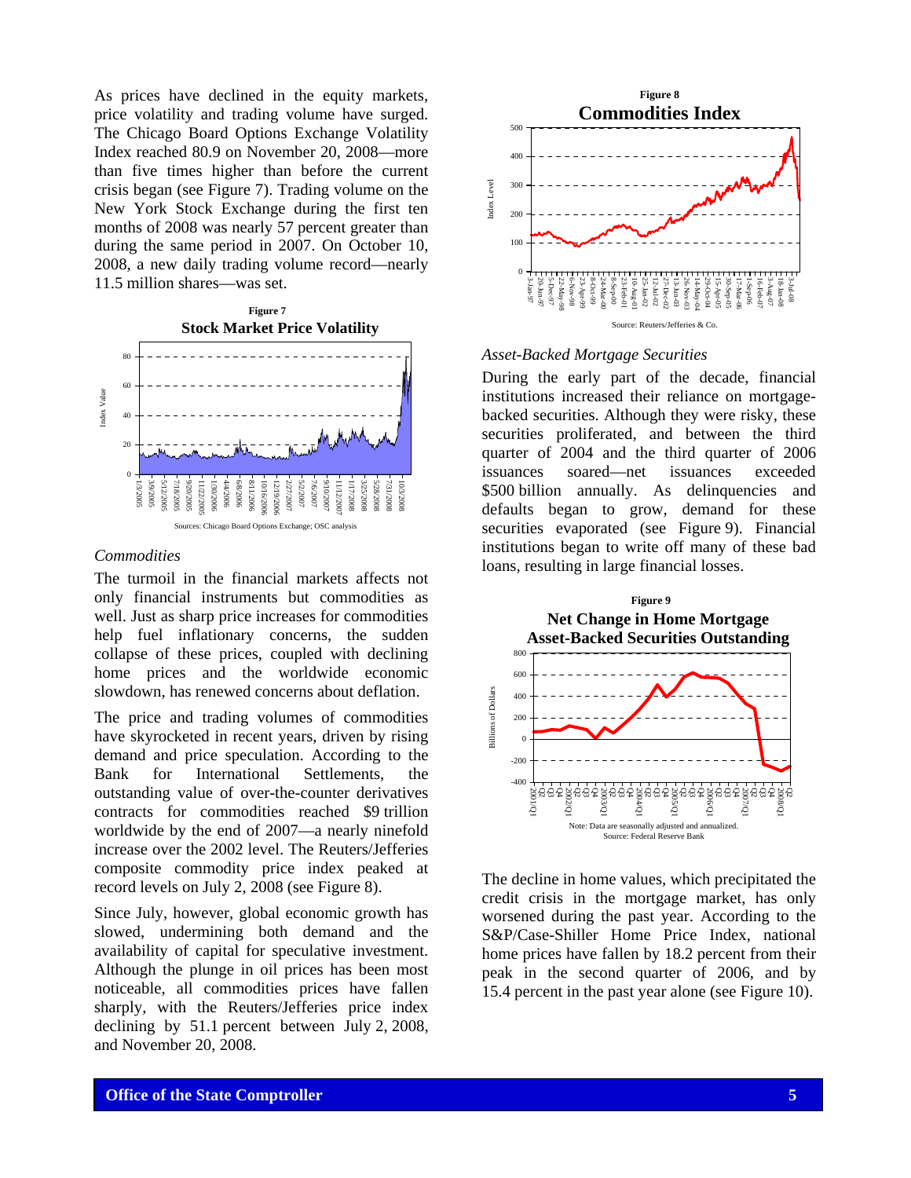As prices have declined in the equity markets, price volatility and trading volume have surged. The Chicago Board Options Exchange Volatility Index reached 80.9 on November 20, 2008—more than five times higher than before the current crisis began (see Figure 7). Trading volume on the New York Stock Exchange during the first ten months of 2008 was nearly 57 percent greater than during the same period in 2007. On October 10, 2008, a new daily trading volume record—nearly 11.5 million shares—was set.

**Figure 7**
**Stock Market Price Volatility**

Sources: Chicago Board Options Exchange; OSC analysis

*Commodities*

The turmoil in the financial markets affects not only financial instruments but commodities as well. Just as sharp price increases for commodities help fuel inflationary concerns, the sudden collapse of these prices, coupled with declining home prices and the worldwide economic slowdown, has renewed concerns about deflation.

The price and trading volumes of commodities have skyrocketed in recent years, driven by rising demand and price speculation. According to the Bank for International Settlements, the outstanding value of over-the-counter derivatives contracts for commodities reached \$9 trillion worldwide by the end of 2007—a nearly ninefold increase over the 2002 level. The Reuters/Jefferies composite commodity price index peaked at record levels on July 2, 2008 (see Figure 8).

Since July, however, global economic growth has slowed, undermining both demand and the availability of capital for speculative investment. Although the plunge in oil prices has been most noticeable, all commodities prices have fallen sharply, with the Reuters/Jefferies price index declining by 51.1 percent between July 2, 2008, and November 20, 2008.

**Figure 8**
**Commodities Index**

Source: Reuters/Jefferies & Co.

*Asset-Backed Mortgage Securities*

During the early part of the decade, financial institutions increased their reliance on mortgage-backed securities. Although they were risky, these securities proliferated, and between the third quarter of 2004 and the third quarter of 2006 issuances soared—net issuances exceeded \$500 billion annually. As delinquencies and defaults began to grow, demand for these securities evaporated (see Figure 9). Financial institutions began to write off many of these bad loans, resulting in large financial losses.

**Figure 9**
**Net Change in Home Mortgage Asset-Backed Securities Outstanding**

Note: Data are seasonally adjusted and annualized.
Source: Federal Reserve Bank

The decline in home values, which precipitated the credit crisis in the mortgage market, has only worsened during the past year. According to the S&P/Case-Shiller Home Price Index, national home prices have fallen by 18.2 percent from their peak in the second quarter of 2006, and by 15.4 percent in the past year alone (see Figure 10).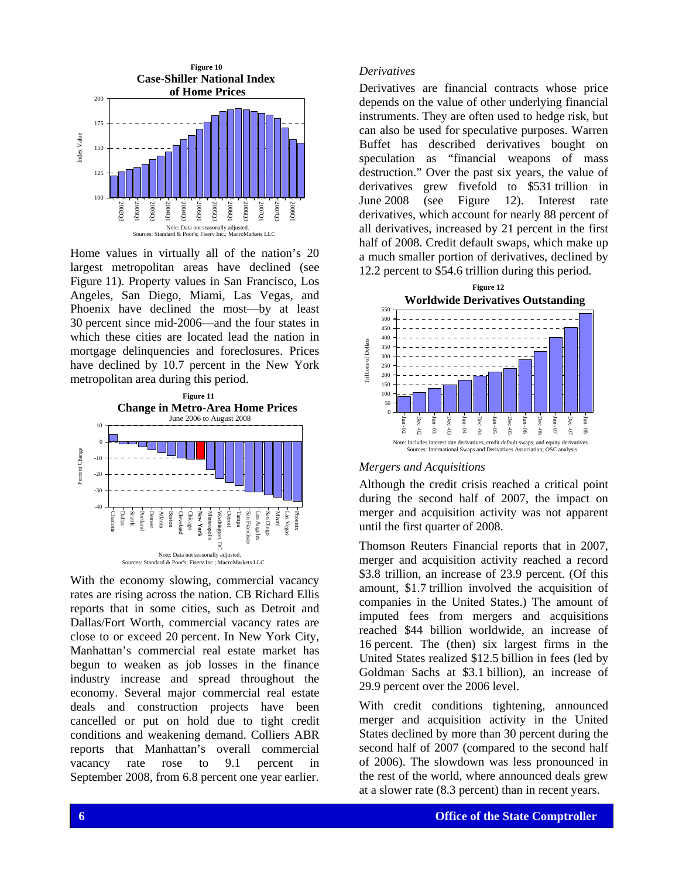**Figure 10**
**Case-Shiller National Index of Home Prices**

Note: Data not seasonally adjusted.
Sources: Standard & Poor's; Fiserv Inc.; MacroMarkets LLC

Home values in virtually all of the nation's 20 largest metropolitan areas have declined (see Figure 11). Property values in San Francisco, Los Angeles, San Diego, Miami, Las Vegas, and Phoenix have declined the most—by at least 30 percent since mid-2006—and the four states in which these cities are located lead the nation in mortgage delinquencies and foreclosures. Prices have declined by 10.7 percent in the New York metropolitan area during this period.

**Figure 11**
**Change in Metro-Area Home Prices**
June 2006 to August 2008

Note: Data not seasonally adjusted.
Sources: Standard & Poor's; Fiserv Inc.; MacroMarkets LLC

With the economy slowing, commercial vacancy rates are rising across the nation. CB Richard Ellis reports that in some cities, such as Detroit and Dallas/Fort Worth, commercial vacancy rates are close to or exceed 20 percent. In New York City, Manhattan's commercial real estate market has begun to weaken as job losses in the finance industry increase and spread throughout the economy. Several major commercial real estate deals and construction projects have been cancelled or put on hold due to tight credit conditions and weakening demand. Colliers ABR reports that Manhattan's overall commercial vacancy rate rose to 9.1 percent in September 2008, from 6.8 percent one year earlier.

*Derivatives*

Derivatives are financial contracts whose price depends on the value of other underlying financial instruments. They are often used to hedge risk, but can also be used for speculative purposes. Warren Buffet has described derivatives bought on speculation as "financial weapons of mass destruction." Over the past six years, the value of derivatives grew fivefold to $531 trillion in June 2008 (see Figure 12). Interest rate derivatives, which account for nearly 88 percent of all derivatives, increased by 21 percent in the first half of 2008. Credit default swaps, which make up a much smaller portion of derivatives, declined by 12.2 percent to $54.6 trillion during this period.

**Figure 12**
**Worldwide Derivatives Outstanding**

Note: Includes interest rate derivatives, credit default swaps, and equity derivatives.
Sources: International Swaps and Derivatives Association; OSC analysis

*Mergers and Acquisitions*

Although the credit crisis reached a critical point during the second half of 2007, the impact on merger and acquisition activity was not apparent until the first quarter of 2008.

Thomson Reuters Financial reports that in 2007, merger and acquisition activity reached a record $3.8 trillion, an increase of 23.9 percent. (Of this amount, $1.7 trillion involved the acquisition of companies in the United States.) The amount of imputed fees from mergers and acquisitions reached $44 billion worldwide, an increase of 16 percent. The (then) six largest firms in the United States realized $12.5 billion in fees (led by Goldman Sachs at $3.1 billion), an increase of 29.9 percent over the 2006 level.

With credit conditions tightening, announced merger and acquisition activity in the United States declined by more than 30 percent during the second half of 2007 (compared to the second half of 2006). The slowdown was less pronounced in the rest of the world, where announced deals grew at a slower rate (8.3 percent) than in recent years.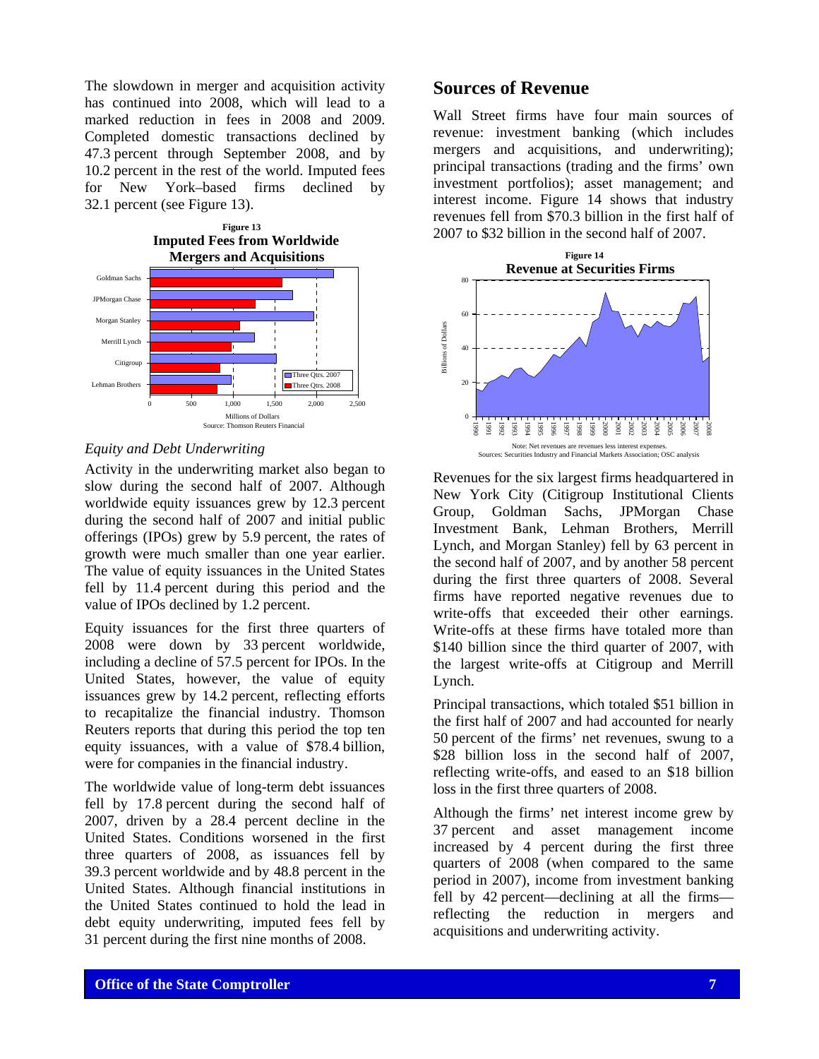The slowdown in merger and acquisition activity has continued into 2008, which will lead to a marked reduction in fees in 2008 and 2009. Completed domestic transactions declined by 47.3 percent through September 2008, and by 10.2 percent in the rest of the world. Imputed fees for New York–based firms declined by 32.1 percent (see Figure 13).

**Figure 13**
**Imputed Fees from Worldwide Mergers and Acquisitions**

Source: Thomson Reuters Financial

### *Equity and Debt Underwriting*

Activity in the underwriting market also began to slow during the second half of 2007. Although worldwide equity issuances grew by 12.3 percent during the second half of 2007 and initial public offerings (IPOs) grew by 5.9 percent, the rates of growth were much smaller than one year earlier. The value of equity issuances in the United States fell by 11.4 percent during this period and the value of IPOs declined by 1.2 percent.

Equity issuances for the first three quarters of 2008 were down by 33 percent worldwide, including a decline of 57.5 percent for IPOs. In the United States, however, the value of equity issuances grew by 14.2 percent, reflecting efforts to recapitalize the financial industry. Thomson Reuters reports that during this period the top ten equity issuances, with a value of \$78.4 billion, were for companies in the financial industry.

The worldwide value of long-term debt issuances fell by 17.8 percent during the second half of 2007, driven by a 28.4 percent decline in the United States. Conditions worsened in the first three quarters of 2008, as issuances fell by 39.3 percent worldwide and by 48.8 percent in the United States. Although financial institutions in the United States continued to hold the lead in debt equity underwriting, imputed fees fell by 31 percent during the first nine months of 2008.

## Sources of Revenue

Wall Street firms have four main sources of revenue: investment banking (which includes mergers and acquisitions, and underwriting); principal transactions (trading and the firms' own investment portfolios); asset management; and interest income. Figure 14 shows that industry revenues fell from \$70.3 billion in the first half of 2007 to \$32 billion in the second half of 2007.

**Figure 14**
**Revenue at Securities Firms**

Note: Net revenues are revenues less interest expenses.
Sources: Securities Industry and Financial Markets Association; OSC analysis

Revenues for the six largest firms headquartered in New York City (Citigroup Institutional Clients Group, Goldman Sachs, JPMorgan Chase Investment Bank, Lehman Brothers, Merrill Lynch, and Morgan Stanley) fell by 63 percent in the second half of 2007, and by another 58 percent during the first three quarters of 2008. Several firms have reported negative revenues due to write-offs that exceeded their other earnings. Write-offs at these firms have totaled more than \$140 billion since the third quarter of 2007, with the largest write-offs at Citigroup and Merrill Lynch.

Principal transactions, which totaled \$51 billion in the first half of 2007 and had accounted for nearly 50 percent of the firms' net revenues, swung to a \$28 billion loss in the second half of 2007, reflecting write-offs, and eased to an \$18 billion loss in the first three quarters of 2008.

Although the firms' net interest income grew by 37 percent and asset management income increased by 4 percent during the first three quarters of 2008 (when compared to the same period in 2007), income from investment banking fell by 42 percent—declining at all the firms—reflecting the reduction in mergers and acquisitions and underwriting activity.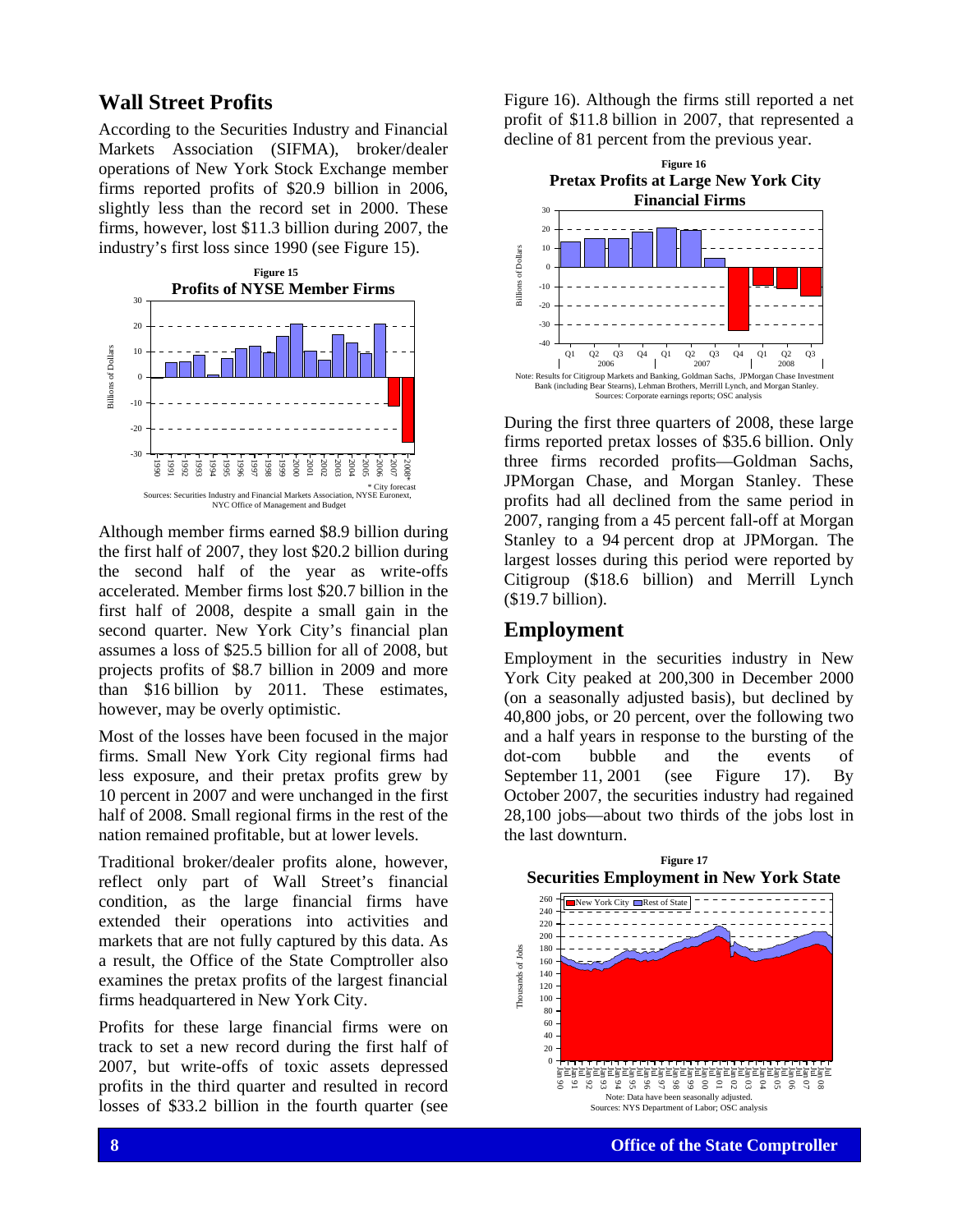## Wall Street Profits

According to the Securities Industry and Financial Markets Association (SIFMA), broker/dealer operations of New York Stock Exchange member firms reported profits of $20.9 billion in 2006, slightly less than the record set in 2000. These firms, however, lost $11.3 billion during 2007, the industry's first loss since 1990 (see Figure 15).

**Figure 15**
**Profits of NYSE Member Firms**

\* City forecast
Sources: Securities Industry and Financial Markets Association, NYSE Euronext, NYC Office of Management and Budget

Although member firms earned $8.9 billion during the first half of 2007, they lost $20.2 billion during the second half of the year as write-offs accelerated. Member firms lost $20.7 billion in the first half of 2008, despite a small gain in the second quarter. New York City's financial plan assumes a loss of $25.5 billion for all of 2008, but projects profits of $8.7 billion in 2009 and more than $16 billion by 2011. These estimates, however, may be overly optimistic.

Most of the losses have been focused in the major firms. Small New York City regional firms had less exposure, and their pretax profits grew by 10 percent in 2007 and were unchanged in the first half of 2008. Small regional firms in the rest of the nation remained profitable, but at lower levels.

Traditional broker/dealer profits alone, however, reflect only part of Wall Street's financial condition, as the large financial firms have extended their operations into activities and markets that are not fully captured by this data. As a result, the Office of the State Comptroller also examines the pretax profits of the largest financial firms headquartered in New York City.

Profits for these large financial firms were on track to set a new record during the first half of 2007, but write-offs of toxic assets depressed profits in the third quarter and resulted in record losses of $33.2 billion in the fourth quarter (see Figure 16). Although the firms still reported a net profit of $11.8 billion in 2007, that represented a decline of 81 percent from the previous year.

**Figure 16**
**Pretax Profits at Large New York City Financial Firms**

Note: Results for Citigroup Markets and Banking, Goldman Sachs, JPMorgan Chase Investment Bank (including Bear Stearns), Lehman Brothers, Merrill Lynch, and Morgan Stanley.
Sources: Corporate earnings reports; OSC analysis

During the first three quarters of 2008, these large firms reported pretax losses of $35.6 billion. Only three firms recorded profits—Goldman Sachs, JPMorgan Chase, and Morgan Stanley. These profits had all declined from the same period in 2007, ranging from a 45 percent fall-off at Morgan Stanley to a 94 percent drop at JPMorgan. The largest losses during this period were reported by Citigroup ($18.6 billion) and Merrill Lynch ($19.7 billion).

## Employment

Employment in the securities industry in New York City peaked at 200,300 in December 2000 (on a seasonally adjusted basis), but declined by 40,800 jobs, or 20 percent, over the following two and a half years in response to the bursting of the dot-com bubble and the events of September 11, 2001 (see Figure 17). By October 2007, the securities industry had regained 28,100 jobs—about two thirds of the jobs lost in the last downturn.

**Figure 17**
**Securities Employment in New York State**

Note: Data have been seasonally adjusted.
Sources: NYS Department of Labor; OSC analysis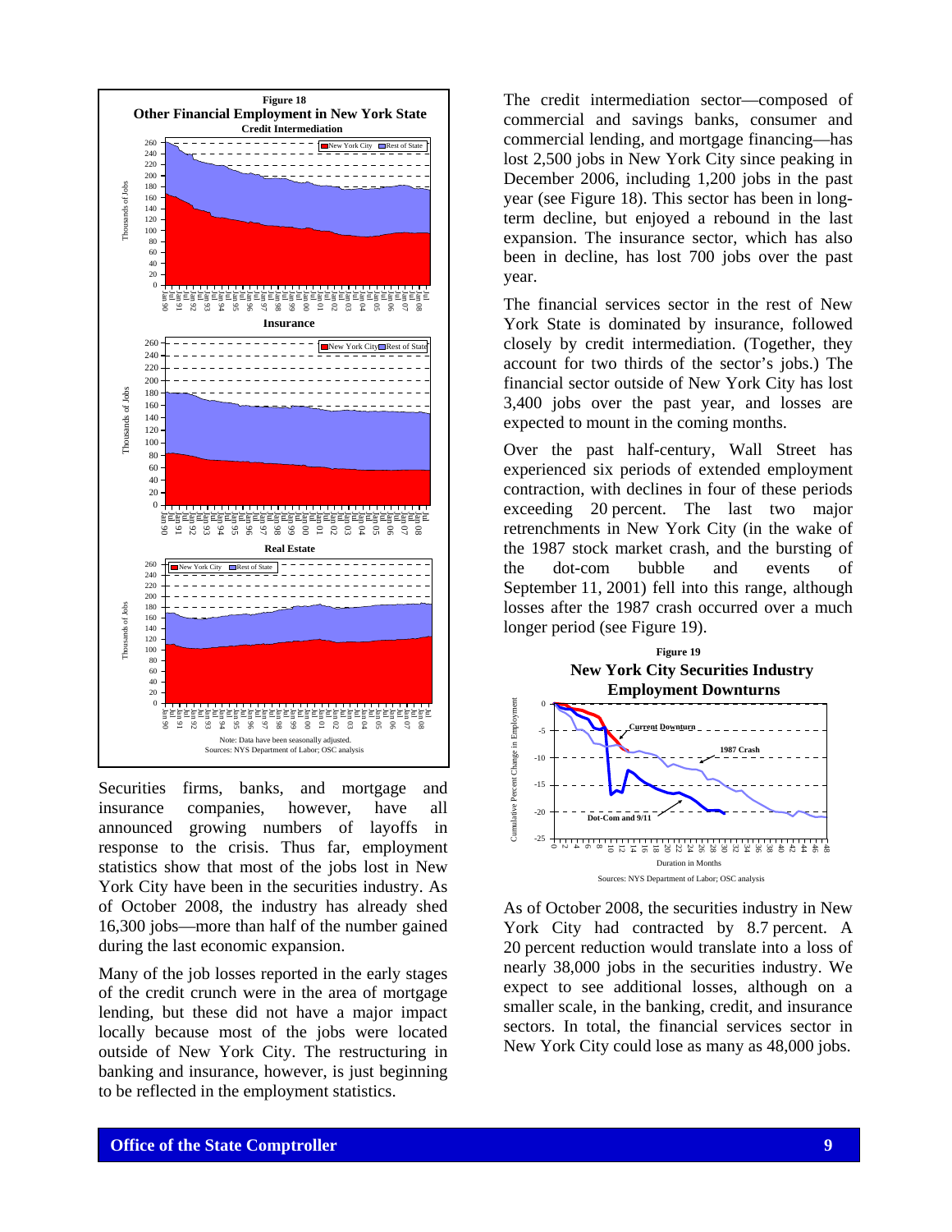**Figure 18**
**Other Financial Employment in New York State**

Note: Data have been seasonally adjusted.
Sources: NYS Department of Labor; OSC analysis

Securities firms, banks, and mortgage and insurance companies, however, have all announced growing numbers of layoffs in response to the crisis. Thus far, employment statistics show that most of the jobs lost in New York City have been in the securities industry. As of October 2008, the industry has already shed 16,300 jobs—more than half of the number gained during the last economic expansion.

Many of the job losses reported in the early stages of the credit crunch were in the area of mortgage lending, but these did not have a major impact locally because most of the jobs were located outside of New York City. The restructuring in banking and insurance, however, is just beginning to be reflected in the employment statistics.

The credit intermediation sector—composed of commercial and savings banks, consumer and commercial lending, and mortgage financing—has lost 2,500 jobs in New York City since peaking in December 2006, including 1,200 jobs in the past year (see Figure 18). This sector has been in long-term decline, but enjoyed a rebound in the last expansion. The insurance sector, which has also been in decline, has lost 700 jobs over the past year.

The financial services sector in the rest of New York State is dominated by insurance, followed closely by credit intermediation. (Together, they account for two thirds of the sector's jobs.) The financial sector outside of New York City has lost 3,400 jobs over the past year, and losses are expected to mount in the coming months.

Over the past half-century, Wall Street has experienced six periods of extended employment contraction, with declines in four of these periods exceeding 20 percent. The last two major retrenchments in New York City (in the wake of the 1987 stock market crash, and the bursting of the dot-com bubble and events of September 11, 2001) fell into this range, although losses after the 1987 crash occurred over a much longer period (see Figure 19).

**Figure 19**
**New York City Securities Industry Employment Downturns**

Sources: NYS Department of Labor; OSC analysis

As of October 2008, the securities industry in New York City had contracted by 8.7 percent. A 20 percent reduction would translate into a loss of nearly 38,000 jobs in the securities industry. We expect to see additional losses, although on a smaller scale, in the banking, credit, and insurance sectors. In total, the financial services sector in New York City could lose as many as 48,000 jobs.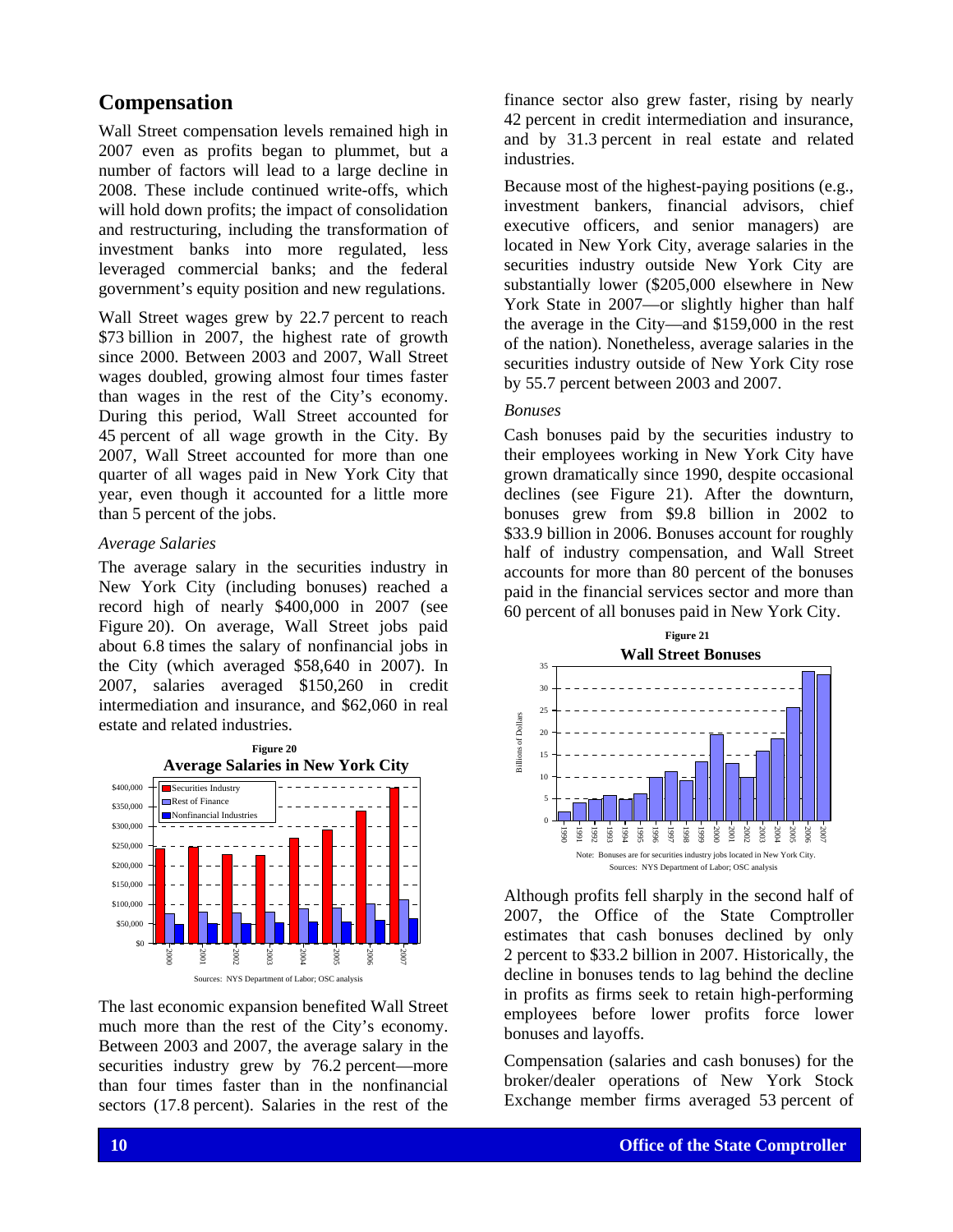## Compensation

Wall Street compensation levels remained high in 2007 even as profits began to plummet, but a number of factors will lead to a large decline in 2008. These include continued write-offs, which will hold down profits; the impact of consolidation and restructuring, including the transformation of investment banks into more regulated, less leveraged commercial banks; and the federal government's equity position and new regulations.

Wall Street wages grew by 22.7 percent to reach $73 billion in 2007, the highest rate of growth since 2000. Between 2003 and 2007, Wall Street wages doubled, growing almost four times faster than wages in the rest of the City's economy. During this period, Wall Street accounted for 45 percent of all wage growth in the City. By 2007, Wall Street accounted for more than one quarter of all wages paid in New York City that year, even though it accounted for a little more than 5 percent of the jobs.

### *Average Salaries*

The average salary in the securities industry in New York City (including bonuses) reached a record high of nearly $400,000 in 2007 (see Figure 20). On average, Wall Street jobs paid about 6.8 times the salary of nonfinancial jobs in the City (which averaged $58,640 in 2007). In 2007, salaries averaged $150,260 in credit intermediation and insurance, and $62,060 in real estate and related industries.

**Figure 20**
**Average Salaries in New York City**

Sources: NYS Department of Labor; OSC analysis

The last economic expansion benefited Wall Street much more than the rest of the City's economy. Between 2003 and 2007, the average salary in the securities industry grew by 76.2 percent—more than four times faster than in the nonfinancial sectors (17.8 percent). Salaries in the rest of the finance sector also grew faster, rising by nearly 42 percent in credit intermediation and insurance, and by 31.3 percent in real estate and related industries.

Because most of the highest-paying positions (e.g., investment bankers, financial advisors, chief executive officers, and senior managers) are located in New York City, average salaries in the securities industry outside New York City are substantially lower ($205,000 elsewhere in New York State in 2007—or slightly higher than half the average in the City—and $159,000 in the rest of the nation). Nonetheless, average salaries in the securities industry outside of New York City rose by 55.7 percent between 2003 and 2007.

### *Bonuses*

Cash bonuses paid by the securities industry to their employees working in New York City have grown dramatically since 1990, despite occasional declines (see Figure 21). After the downturn, bonuses grew from $9.8 billion in 2002 to $33.9 billion in 2006. Bonuses account for roughly half of industry compensation, and Wall Street accounts for more than 80 percent of the bonuses paid in the financial services sector and more than 60 percent of all bonuses paid in New York City.

**Figure 21**
**Wall Street Bonuses**

Note: Bonuses are for securities industry jobs located in New York City.
Sources: NYS Department of Labor; OSC analysis

Although profits fell sharply in the second half of 2007, the Office of the State Comptroller estimates that cash bonuses declined by only 2 percent to $33.2 billion in 2007. Historically, the decline in bonuses tends to lag behind the decline in profits as firms seek to retain high-performing employees before lower profits force lower bonuses and layoffs.

Compensation (salaries and cash bonuses) for the broker/dealer operations of New York Stock Exchange member firms averaged 53 percent of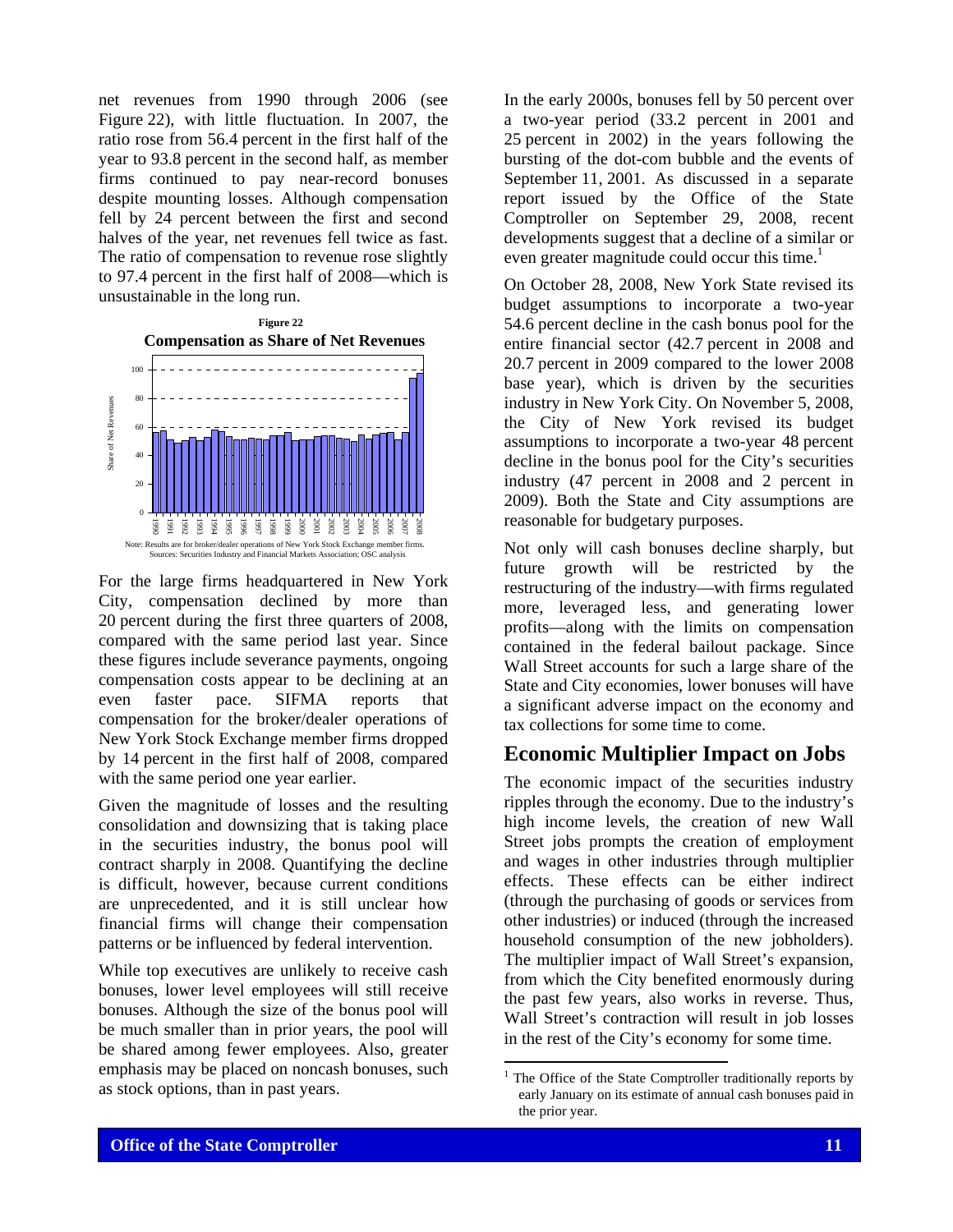net revenues from 1990 through 2006 (see Figure 22), with little fluctuation. In 2007, the ratio rose from 56.4 percent in the first half of the year to 93.8 percent in the second half, as member firms continued to pay near-record bonuses despite mounting losses. Although compensation fell by 24 percent between the first and second halves of the year, net revenues fell twice as fast. The ratio of compensation to revenue rose slightly to 97.4 percent in the first half of 2008—which is unsustainable in the long run.

**Figure 22**
**Compensation as Share of Net Revenues**

Note: Results are for broker/dealer operations of New York Stock Exchange member firms.
Sources: Securities Industry and Financial Markets Association; OSC analysis

For the large firms headquartered in New York City, compensation declined by more than 20 percent during the first three quarters of 2008, compared with the same period last year. Since these figures include severance payments, ongoing compensation costs appear to be declining at an even faster pace. SIFMA reports that compensation for the broker/dealer operations of New York Stock Exchange member firms dropped by 14 percent in the first half of 2008, compared with the same period one year earlier.

Given the magnitude of losses and the resulting consolidation and downsizing that is taking place in the securities industry, the bonus pool will contract sharply in 2008. Quantifying the decline is difficult, however, because current conditions are unprecedented, and it is still unclear how financial firms will change their compensation patterns or be influenced by federal intervention.

While top executives are unlikely to receive cash bonuses, lower level employees will still receive bonuses. Although the size of the bonus pool will be much smaller than in prior years, the pool will be shared among fewer employees. Also, greater emphasis may be placed on noncash bonuses, such as stock options, than in past years.

In the early 2000s, bonuses fell by 50 percent over a two-year period (33.2 percent in 2001 and 25 percent in 2002) in the years following the bursting of the dot-com bubble and the events of September 11, 2001. As discussed in a separate report issued by the Office of the State Comptroller on September 29, 2008, recent developments suggest that a decline of a similar or even greater magnitude could occur this time.[1]

On October 28, 2008, New York State revised its budget assumptions to incorporate a two-year 54.6 percent decline in the cash bonus pool for the entire financial sector (42.7 percent in 2008 and 20.7 percent in 2009 compared to the lower 2008 base year), which is driven by the securities industry in New York City. On November 5, 2008, the City of New York revised its budget assumptions to incorporate a two-year 48 percent decline in the bonus pool for the City's securities industry (47 percent in 2008 and 2 percent in 2009). Both the State and City assumptions are reasonable for budgetary purposes.

Not only will cash bonuses decline sharply, but future growth will be restricted by the restructuring of the industry—with firms regulated more, leveraged less, and generating lower profits—along with the limits on compensation contained in the federal bailout package. Since Wall Street accounts for such a large share of the State and City economies, lower bonuses will have a significant adverse impact on the economy and tax collections for some time to come.

## Economic Multiplier Impact on Jobs

The economic impact of the securities industry ripples through the economy. Due to the industry's high income levels, the creation of new Wall Street jobs prompts the creation of employment and wages in other industries through multiplier effects. These effects can be either indirect (through the purchasing of goods or services from other industries) or induced (through the increased household consumption of the new jobholders). The multiplier impact of Wall Street's expansion, from which the City benefited enormously during the past few years, also works in reverse. Thus, Wall Street's contraction will result in job losses in the rest of the City's economy for some time.

[1] The Office of the State Comptroller traditionally reports by early January on its estimate of annual cash bonuses paid in the prior year.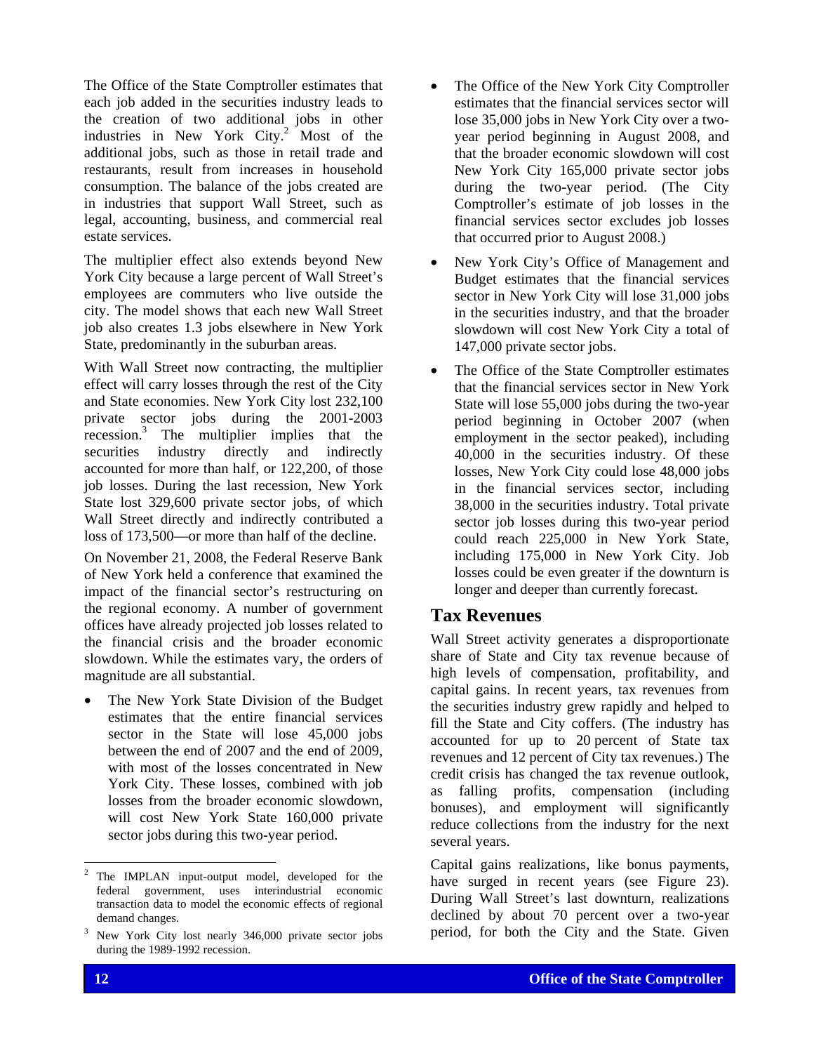The Office of the State Comptroller estimates that each job added in the securities industry leads to the creation of two additional jobs in other industries in New York City.[2] Most of the additional jobs, such as those in retail trade and restaurants, result from increases in household consumption. The balance of the jobs created are in industries that support Wall Street, such as legal, accounting, business, and commercial real estate services.

The multiplier effect also extends beyond New York City because a large percent of Wall Street's employees are commuters who live outside the city. The model shows that each new Wall Street job also creates 1.3 jobs elsewhere in New York State, predominantly in the suburban areas.

With Wall Street now contracting, the multiplier effect will carry losses through the rest of the City and State economies. New York City lost 232,100 private sector jobs during the 2001-2003 recession.[3] The multiplier implies that the securities industry directly and indirectly accounted for more than half, or 122,200, of those job losses. During the last recession, New York State lost 329,600 private sector jobs, of which Wall Street directly and indirectly contributed a loss of 173,500—or more than half of the decline.

On November 21, 2008, the Federal Reserve Bank of New York held a conference that examined the impact of the financial sector's restructuring on the regional economy. A number of government offices have already projected job losses related to the financial crisis and the broader economic slowdown. While the estimates vary, the orders of magnitude are all substantial.

- The New York State Division of the Budget estimates that the entire financial services sector in the State will lose 45,000 jobs between the end of 2007 and the end of 2009, with most of the losses concentrated in New York City. These losses, combined with job losses from the broader economic slowdown, will cost New York State 160,000 private sector jobs during this two-year period.
- The Office of the New York City Comptroller estimates that the financial services sector will lose 35,000 jobs in New York City over a two-year period beginning in August 2008, and that the broader economic slowdown will cost New York City 165,000 private sector jobs during the two-year period. (The City Comptroller's estimate of job losses in the financial services sector excludes job losses that occurred prior to August 2008.)
- New York City's Office of Management and Budget estimates that the financial services sector in New York City will lose 31,000 jobs in the securities industry, and that the broader slowdown will cost New York City a total of 147,000 private sector jobs.
- The Office of the State Comptroller estimates that the financial services sector in New York State will lose 55,000 jobs during the two-year period beginning in October 2007 (when employment in the sector peaked), including 40,000 in the securities industry. Of these losses, New York City could lose 48,000 jobs in the financial services sector, including 38,000 in the securities industry. Total private sector job losses during this two-year period could reach 225,000 in New York State, including 175,000 in New York City. Job losses could be even greater if the downturn is longer and deeper than currently forecast.

## Tax Revenues

Wall Street activity generates a disproportionate share of State and City tax revenue because of high levels of compensation, profitability, and capital gains. In recent years, tax revenues from the securities industry grew rapidly and helped to fill the State and City coffers. (The industry has accounted for up to 20 percent of State tax revenues and 12 percent of City tax revenues.) The credit crisis has changed the tax revenue outlook, as falling profits, compensation (including bonuses), and employment will significantly reduce collections from the industry for the next several years.

Capital gains realizations, like bonus payments, have surged in recent years (see Figure 23). During Wall Street's last downturn, realizations declined by about 70 percent over a two-year period, for both the City and the State. Given

---

[2] The IMPLAN input-output model, developed for the federal government, uses interindustrial economic transaction data to model the economic effects of regional demand changes.

[3] New York City lost nearly 346,000 private sector jobs during the 1989-1992 recession.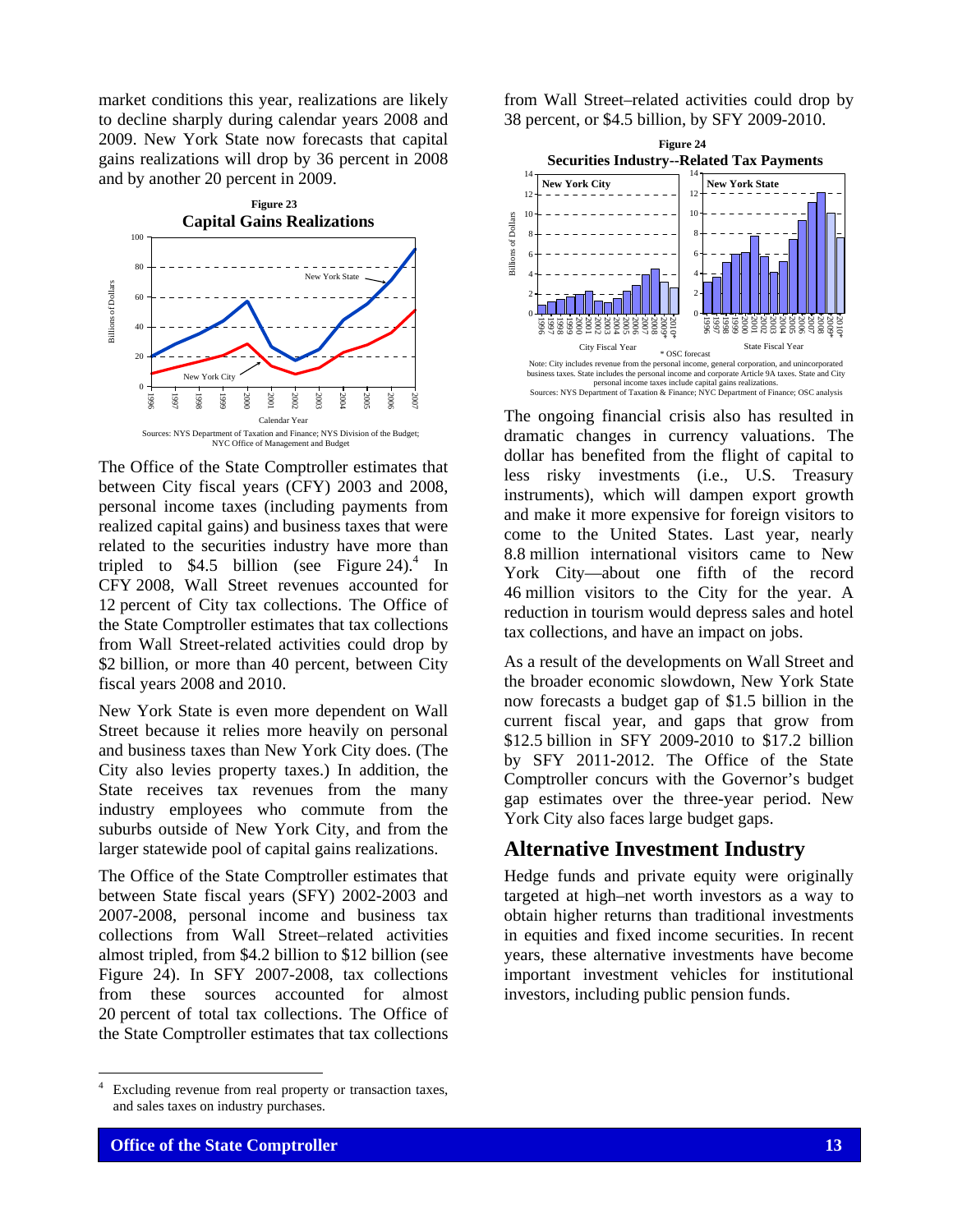market conditions this year, realizations are likely to decline sharply during calendar years 2008 and 2009. New York State now forecasts that capital gains realizations will drop by 36 percent in 2008 and by another 20 percent in 2009.

**Figure 23**
**Capital Gains Realizations**

Sources: NYS Department of Taxation and Finance; NYS Division of the Budget; NYC Office of Management and Budget

The Office of the State Comptroller estimates that between City fiscal years (CFY) 2003 and 2008, personal income taxes (including payments from realized capital gains) and business taxes that were related to the securities industry have more than tripled to $4.5 billion (see Figure 24).[4] In CFY 2008, Wall Street revenues accounted for 12 percent of City tax collections. The Office of the State Comptroller estimates that tax collections from Wall Street-related activities could drop by $2 billion, or more than 40 percent, between City fiscal years 2008 and 2010.

New York State is even more dependent on Wall Street because it relies more heavily on personal and business taxes than New York City does. (The City also levies property taxes.) In addition, the State receives tax revenues from the many industry employees who commute from the suburbs outside of New York City, and from the larger statewide pool of capital gains realizations.

The Office of the State Comptroller estimates that between State fiscal years (SFY) 2002-2003 and 2007-2008, personal income and business tax collections from Wall Street–related activities almost tripled, from $4.2 billion to $12 billion (see Figure 24). In SFY 2007-2008, tax collections from these sources accounted for almost 20 percent of total tax collections. The Office of the State Comptroller estimates that tax collections from Wall Street–related activities could drop by 38 percent, or $4.5 billion, by SFY 2009-2010.

**Figure 24**
**Securities Industry--Related Tax Payments**

\* OSC forecast

Note: City includes revenue from the personal income, general corporation, and unincorporated business taxes. State includes the personal income and corporate Article 9A taxes. State and City personal income taxes include capital gains realizations.
Sources: NYS Department of Taxation & Finance; NYC Department of Finance; OSC analysis

The ongoing financial crisis also has resulted in dramatic changes in currency valuations. The dollar has benefited from the flight of capital to less risky investments (i.e., U.S. Treasury instruments), which will dampen export growth and make it more expensive for foreign visitors to come to the United States. Last year, nearly 8.8 million international visitors came to New York City—about one fifth of the record 46 million visitors to the City for the year. A reduction in tourism would depress sales and hotel tax collections, and have an impact on jobs.

As a result of the developments on Wall Street and the broader economic slowdown, New York State now forecasts a budget gap of $1.5 billion in the current fiscal year, and gaps that grow from $12.5 billion in SFY 2009-2010 to $17.2 billion by SFY 2011-2012. The Office of the State Comptroller concurs with the Governor's budget gap estimates over the three-year period. New York City also faces large budget gaps.

## Alternative Investment Industry

Hedge funds and private equity were originally targeted at high–net worth investors as a way to obtain higher returns than traditional investments in equities and fixed income securities. In recent years, these alternative investments have become important investment vehicles for institutional investors, including public pension funds.

[4] Excluding revenue from real property or transaction taxes, and sales taxes on industry purchases.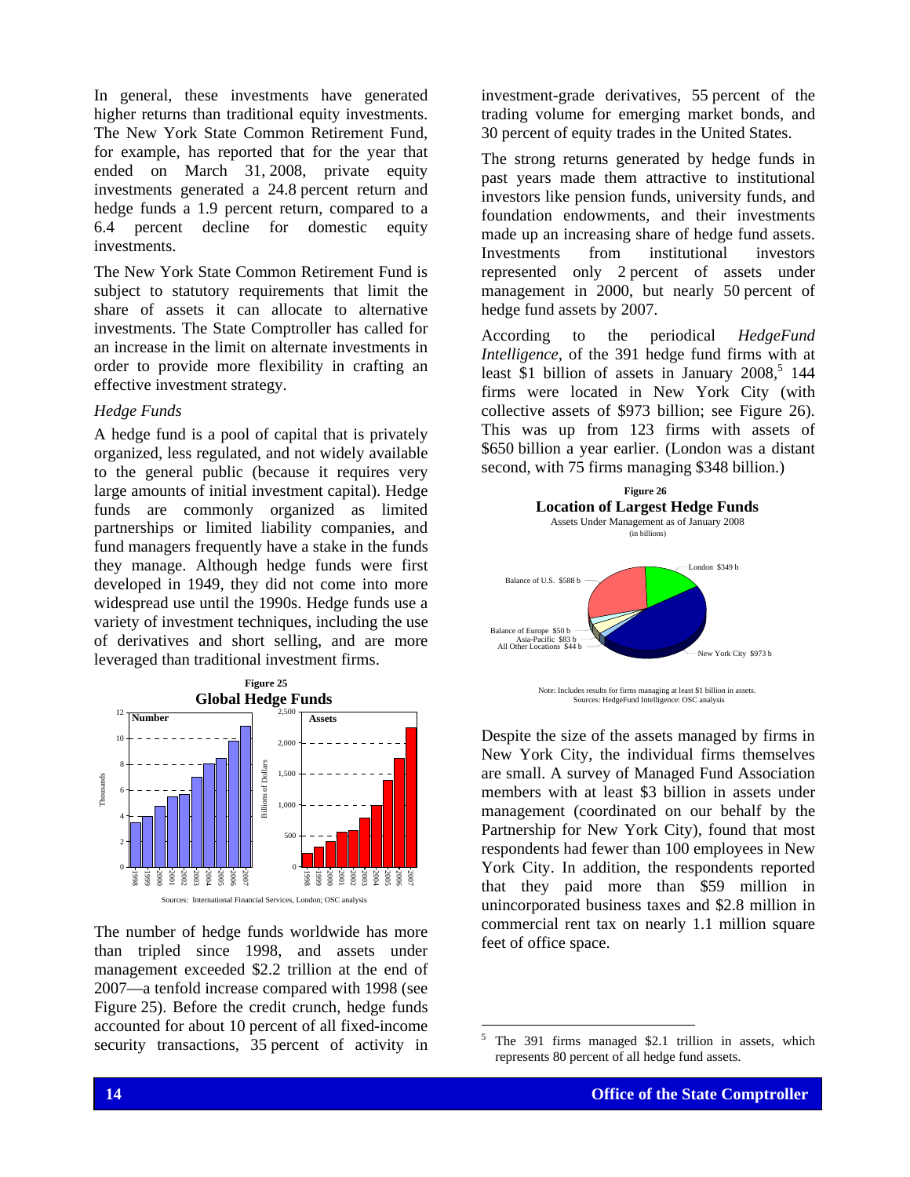In general, these investments have generated higher returns than traditional equity investments. The New York State Common Retirement Fund, for example, has reported that for the year that ended on March 31, 2008, private equity investments generated a 24.8 percent return and hedge funds a 1.9 percent return, compared to a 6.4 percent decline for domestic equity investments.

The New York State Common Retirement Fund is subject to statutory requirements that limit the share of assets it can allocate to alternative investments. The State Comptroller has called for an increase in the limit on alternate investments in order to provide more flexibility in crafting an effective investment strategy.

*Hedge Funds*

A hedge fund is a pool of capital that is privately organized, less regulated, and not widely available to the general public (because it requires very large amounts of initial investment capital). Hedge funds are commonly organized as limited partnerships or limited liability companies, and fund managers frequently have a stake in the funds they manage. Although hedge funds were first developed in 1949, they did not come into more widespread use until the 1990s. Hedge funds use a variety of investment techniques, including the use of derivatives and short selling, and are more leveraged than traditional investment firms.

**Figure 25**
**Global Hedge Funds**

Sources: International Financial Services, London; OSC analysis

The number of hedge funds worldwide has more than tripled since 1998, and assets under management exceeded $2.2 trillion at the end of 2007—a tenfold increase compared with 1998 (see Figure 25). Before the credit crunch, hedge funds accounted for about 10 percent of all fixed-income security transactions, 35 percent of activity in investment-grade derivatives, 55 percent of the trading volume for emerging market bonds, and 30 percent of equity trades in the United States.

The strong returns generated by hedge funds in past years made them attractive to institutional investors like pension funds, university funds, and foundation endowments, and their investments made up an increasing share of hedge fund assets. Investments from institutional investors represented only 2 percent of assets under management in 2000, but nearly 50 percent of hedge fund assets by 2007.

According to the periodical *HedgeFund Intelligence*, of the 391 hedge fund firms with at least $1 billion of assets in January 2008,[5] 144 firms were located in New York City (with collective assets of $973 billion; see Figure 26). This was up from 123 firms with assets of $650 billion a year earlier. (London was a distant second, with 75 firms managing $348 billion.)

**Figure 26**
**Location of Largest Hedge Funds**
Assets Under Management as of January 2008
(in billions)

Note: Includes results for firms managing at least $1 billion in assets.
Sources: HedgeFund Intelligence: OSC analysis

Despite the size of the assets managed by firms in New York City, the individual firms themselves are small. A survey of Managed Fund Association members with at least $3 billion in assets under management (coordinated on our behalf by the Partnership for New York City), found that most respondents had fewer than 100 employees in New York City. In addition, the respondents reported that they paid more than $59 million in unincorporated business taxes and $2.8 million in commercial rent tax on nearly 1.1 million square feet of office space.

[5] The 391 firms managed $2.1 trillion in assets, which represents 80 percent of all hedge fund assets.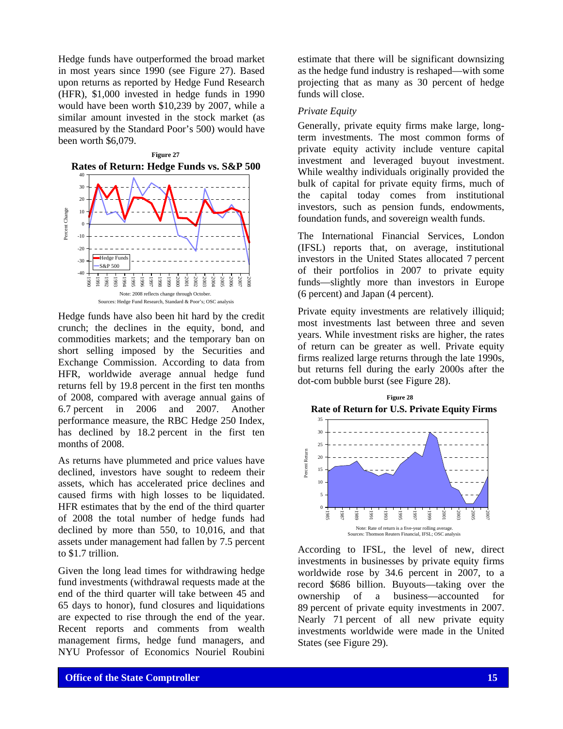Hedge funds have outperformed the broad market in most years since 1990 (see Figure 27). Based upon returns as reported by Hedge Fund Research (HFR), $1,000 invested in hedge funds in 1990 would have been worth $10,239 by 2007, while a similar amount invested in the stock market (as measured by the Standard Poor's 500) would have been worth $6,079.

**Figure 27**

**Rates of Return: Hedge Funds vs. S&P 500**

Note: 2008 reflects change through October.
Sources: Hedge Fund Research, Standard & Poor's; OSC analysis

Hedge funds have also been hit hard by the credit crunch; the declines in the equity, bond, and commodities markets; and the temporary ban on short selling imposed by the Securities and Exchange Commission. According to data from HFR, worldwide average annual hedge fund returns fell by 19.8 percent in the first ten months of 2008, compared with average annual gains of 6.7 percent in 2006 and 2007. Another performance measure, the RBC Hedge 250 Index, has declined by 18.2 percent in the first ten months of 2008.

As returns have plummeted and price values have declined, investors have sought to redeem their assets, which has accelerated price declines and caused firms with high losses to be liquidated. HFR estimates that by the end of the third quarter of 2008 the total number of hedge funds had declined by more than 550, to 10,016, and that assets under management had fallen by 7.5 percent to $1.7 trillion.

Given the long lead times for withdrawing hedge fund investments (withdrawal requests made at the end of the third quarter will take between 45 and 65 days to honor), fund closures and liquidations are expected to rise through the end of the year. Recent reports and comments from wealth management firms, hedge fund managers, and NYU Professor of Economics Nouriel Roubini estimate that there will be significant downsizing as the hedge fund industry is reshaped—with some projecting that as many as 30 percent of hedge funds will close.

*Private Equity*

Generally, private equity firms make large, long-term investments. The most common forms of private equity activity include venture capital investment and leveraged buyout investment. While wealthy individuals originally provided the bulk of capital for private equity firms, much of the capital today comes from institutional investors, such as pension funds, endowments, foundation funds, and sovereign wealth funds.

The International Financial Services, London (IFSL) reports that, on average, institutional investors in the United States allocated 7 percent of their portfolios in 2007 to private equity funds—slightly more than investors in Europe (6 percent) and Japan (4 percent).

Private equity investments are relatively illiquid; most investments last between three and seven years. While investment risks are higher, the rates of return can be greater as well. Private equity firms realized large returns through the late 1990s, but returns fell during the early 2000s after the dot-com bubble burst (see Figure 28).

**Figure 28**

**Rate of Return for U.S. Private Equity Firms**

Note: Rate of return is a five-year rolling average.
Sources: Thomson Reuters Financial, IFSL; OSC analysis

According to IFSL, the level of new, direct investments in businesses by private equity firms worldwide rose by 34.6 percent in 2007, to a record $686 billion. Buyouts—taking over the ownership of a business—accounted for 89 percent of private equity investments in 2007. Nearly 71 percent of all new private equity investments worldwide were made in the United States (see Figure 29).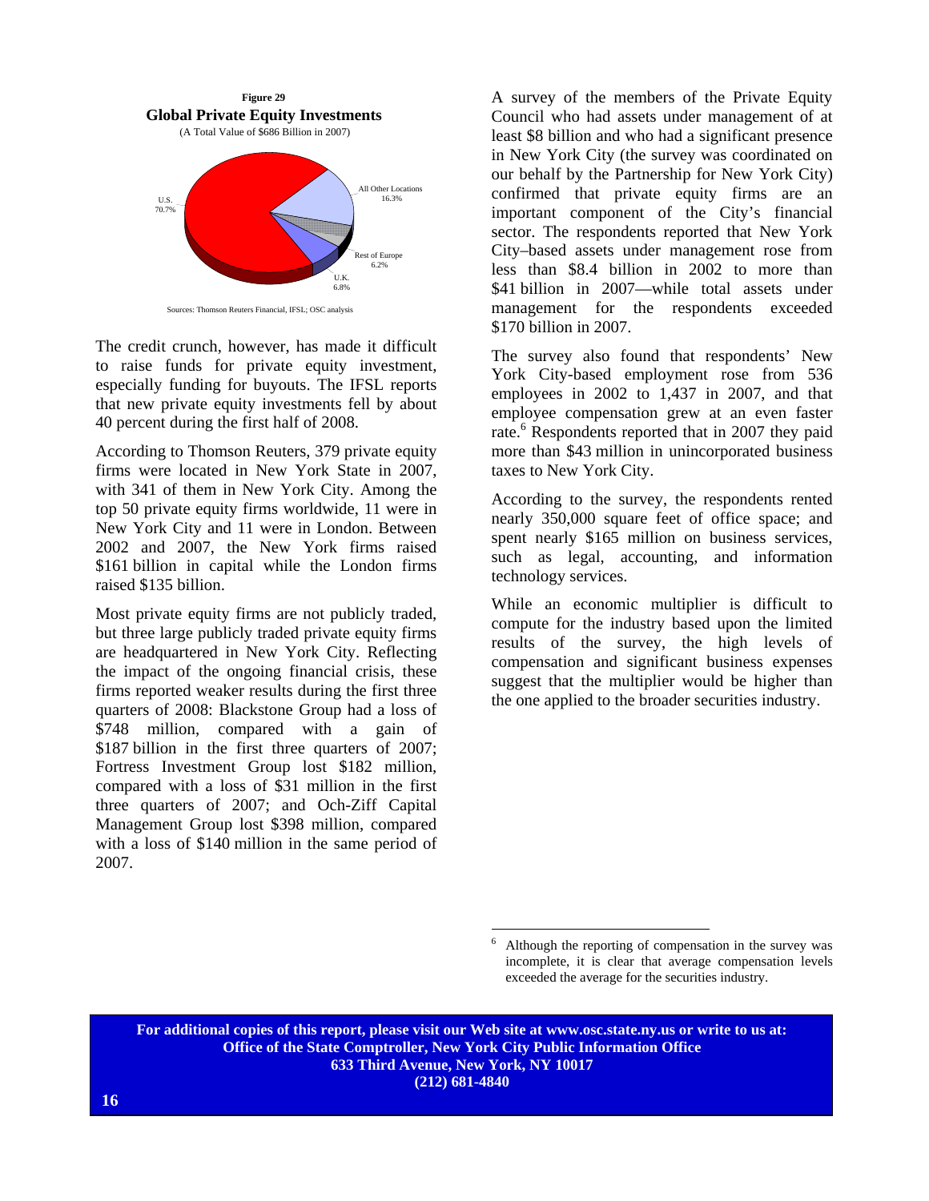**Figure 29**

**Global Private Equity Investments**

(A Total Value of $686 Billion in 2007)

U.S.
70.7%

All Other Locations
16.3%

Rest of Europe
6.2%

U.K.
6.8%

Sources: Thomson Reuters Financial, IFSL; OSC analysis

The credit crunch, however, has made it difficult to raise funds for private equity investment, especially funding for buyouts. The IFSL reports that new private equity investments fell by about 40 percent during the first half of 2008.

According to Thomson Reuters, 379 private equity firms were located in New York State in 2007, with 341 of them in New York City. Among the top 50 private equity firms worldwide, 11 were in New York City and 11 were in London. Between 2002 and 2007, the New York firms raised $161 billion in capital while the London firms raised $135 billion.

Most private equity firms are not publicly traded, but three large publicly traded private equity firms are headquartered in New York City. Reflecting the impact of the ongoing financial crisis, these firms reported weaker results during the first three quarters of 2008: Blackstone Group had a loss of $748 million, compared with a gain of $187 billion in the first three quarters of 2007; Fortress Investment Group lost $182 million, compared with a loss of $31 million in the first three quarters of 2007; and Och-Ziff Capital Management Group lost $398 million, compared with a loss of $140 million in the same period of 2007.

A survey of the members of the Private Equity Council who had assets under management of at least $8 billion and who had a significant presence in New York City (the survey was coordinated on our behalf by the Partnership for New York City) confirmed that private equity firms are an important component of the City's financial sector. The respondents reported that New York City–based assets under management rose from less than $8.4 billion in 2002 to more than $41 billion in 2007—while total assets under management for the respondents exceeded $170 billion in 2007.

The survey also found that respondents' New York City-based employment rose from 536 employees in 2002 to 1,437 in 2007, and that employee compensation grew at an even faster rate.[6] Respondents reported that in 2007 they paid more than $43 million in unincorporated business taxes to New York City.

According to the survey, the respondents rented nearly 350,000 square feet of office space; and spent nearly $165 million on business services, such as legal, accounting, and information technology services.

While an economic multiplier is difficult to compute for the industry based upon the limited results of the survey, the high levels of compensation and significant business expenses suggest that the multiplier would be higher than the one applied to the broader securities industry.

[6] Although the reporting of compensation in the survey was incomplete, it is clear that average compensation levels exceeded the average for the securities industry.

**For additional copies of this report, please visit our Web site at www.osc.state.ny.us or write to us at:**
**Office of the State Comptroller, New York City Public Information Office**
**633 Third Avenue, New York, NY 10017**
**(212) 681-4840**